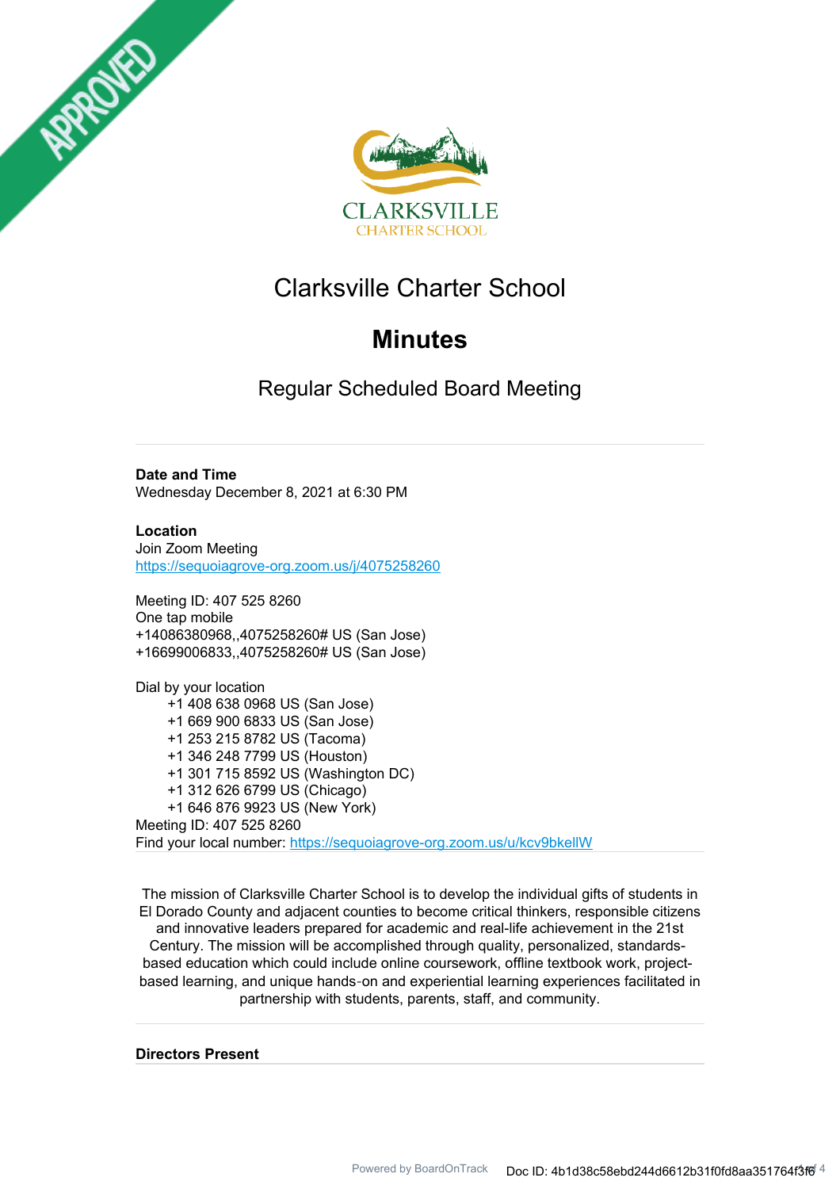APPROVED

CLARKSVILLE
CHARTER SCHOOL

# Clarksville Charter School

## Minutes

### Regular Scheduled Board Meeting

**Date and Time**
Wednesday December 8, 2021 at 6:30 PM

**Location**
Join Zoom Meeting
https://sequoiagrove-org.zoom.us/j/4075258260

Meeting ID: 407 525 8260
One tap mobile
+14086380968,,4075258260# US (San Jose)
+16699006833,,4075258260# US (San Jose)

Dial by your location
+1 408 638 0968 US (San Jose)
+1 669 900 6833 US (San Jose)
+1 253 215 8782 US (Tacoma)
+1 346 248 7799 US (Houston)
+1 301 715 8592 US (Washington DC)
+1 312 626 6799 US (Chicago)
+1 646 876 9923 US (New York)
Meeting ID: 407 525 8260
Find your local number: https://sequoiagrove-org.zoom.us/u/kcv9bkellW

The mission of Clarksville Charter School is to develop the individual gifts of students in El Dorado County and adjacent counties to become critical thinkers, responsible citizens and innovative leaders prepared for academic and real-life achievement in the 21st Century. The mission will be accomplished through quality, personalized, standards-based education which could include online coursework, offline textbook work, project-based learning, and unique hands-on and experiential learning experiences facilitated in partnership with students, parents, staff, and community.

**Directors Present**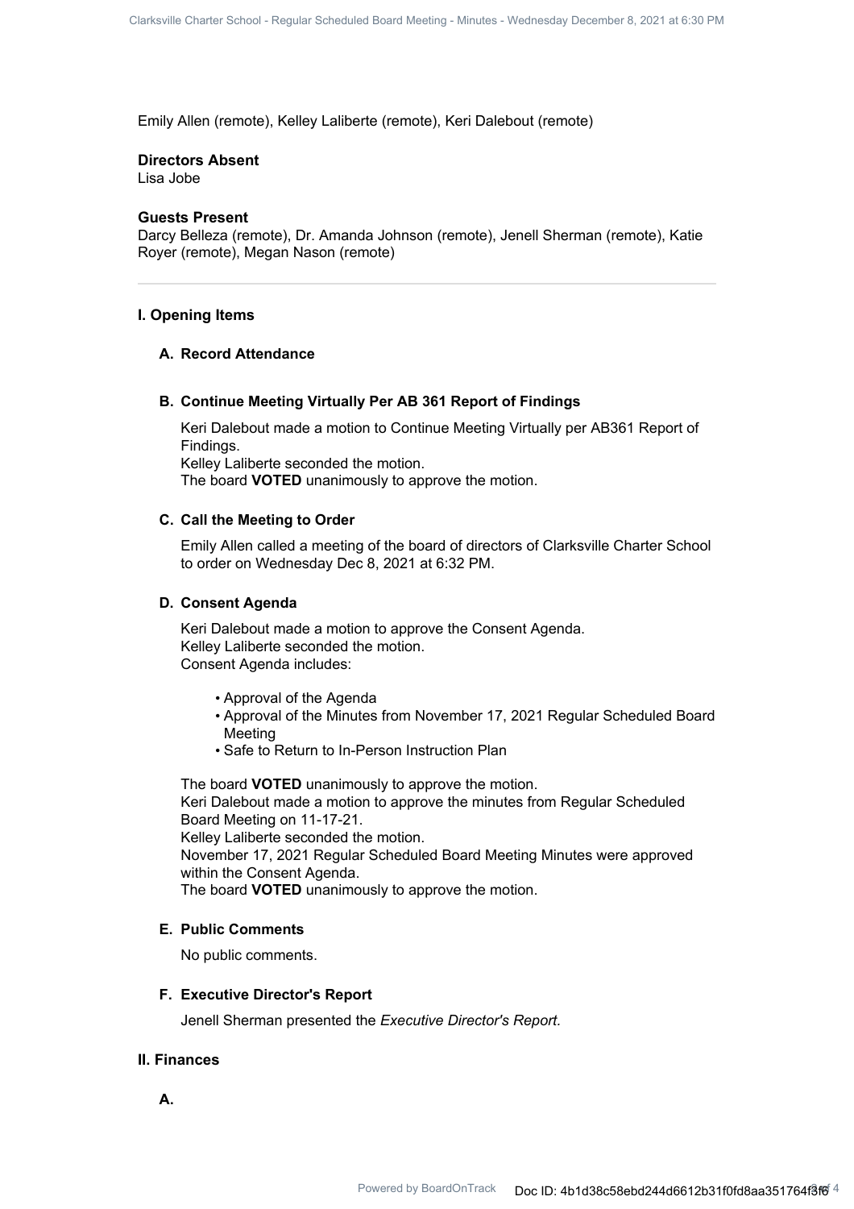Emily Allen (remote), Kelley Laliberte (remote), Keri Dalebout (remote)

**Directors Absent**
Lisa Jobe

**Guests Present**
Darcy Belleza (remote), Dr. Amanda Johnson (remote), Jenell Sherman (remote), Katie Royer (remote), Megan Nason (remote)

---

## I. Opening Items

### A. Record Attendance

### B. Continue Meeting Virtually Per AB 361 Report of Findings

Keri Dalebout made a motion to Continue Meeting Virtually per AB361 Report of Findings.
Kelley Laliberte seconded the motion.
The board **VOTED** unanimously to approve the motion.

### C. Call the Meeting to Order

Emily Allen called a meeting of the board of directors of Clarksville Charter School to order on Wednesday Dec 8, 2021 at 6:32 PM.

### D. Consent Agenda

Keri Dalebout made a motion to approve the Consent Agenda.
Kelley Laliberte seconded the motion.
Consent Agenda includes:

- Approval of the Agenda
- Approval of the Minutes from November 17, 2021 Regular Scheduled Board Meeting
- Safe to Return to In-Person Instruction Plan

The board **VOTED** unanimously to approve the motion.
Keri Dalebout made a motion to approve the minutes from Regular Scheduled Board Meeting on 11-17-21.
Kelley Laliberte seconded the motion.
November 17, 2021 Regular Scheduled Board Meeting Minutes were approved within the Consent Agenda.
The board **VOTED** unanimously to approve the motion.

### E. Public Comments

No public comments.

### F. Executive Director's Report

Jenell Sherman presented the *Executive Director's Report*.

## II. Finances

### A.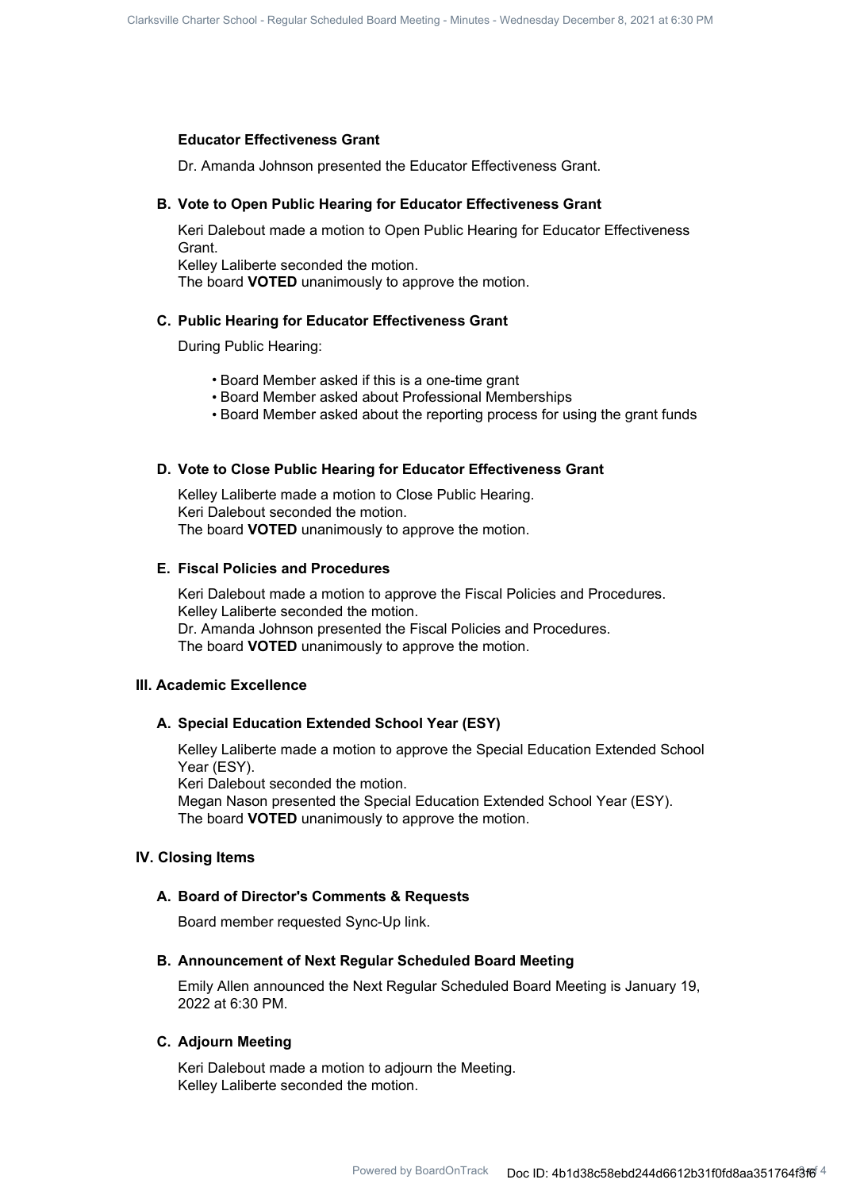### Educator Effectiveness Grant

Dr. Amanda Johnson presented the Educator Effectiveness Grant.

### B. Vote to Open Public Hearing for Educator Effectiveness Grant

Keri Dalebout made a motion to Open Public Hearing for Educator Effectiveness Grant.
Kelley Laliberte seconded the motion.
The board **VOTED** unanimously to approve the motion.

### C. Public Hearing for Educator Effectiveness Grant

During Public Hearing:

- Board Member asked if this is a one-time grant
- Board Member asked about Professional Memberships
- Board Member asked about the reporting process for using the grant funds

### D. Vote to Close Public Hearing for Educator Effectiveness Grant

Kelley Laliberte made a motion to Close Public Hearing.
Keri Dalebout seconded the motion.
The board **VOTED** unanimously to approve the motion.

### E. Fiscal Policies and Procedures

Keri Dalebout made a motion to approve the Fiscal Policies and Procedures.
Kelley Laliberte seconded the motion.
Dr. Amanda Johnson presented the Fiscal Policies and Procedures.
The board **VOTED** unanimously to approve the motion.

## III. Academic Excellence

### A. Special Education Extended School Year (ESY)

Kelley Laliberte made a motion to approve the Special Education Extended School Year (ESY).
Keri Dalebout seconded the motion.
Megan Nason presented the Special Education Extended School Year (ESY).
The board **VOTED** unanimously to approve the motion.

## IV. Closing Items

### A. Board of Director's Comments & Requests

Board member requested Sync-Up link.

### B. Announcement of Next Regular Scheduled Board Meeting

Emily Allen announced the Next Regular Scheduled Board Meeting is January 19, 2022 at 6:30 PM.

### C. Adjourn Meeting

Keri Dalebout made a motion to adjourn the Meeting.
Kelley Laliberte seconded the motion.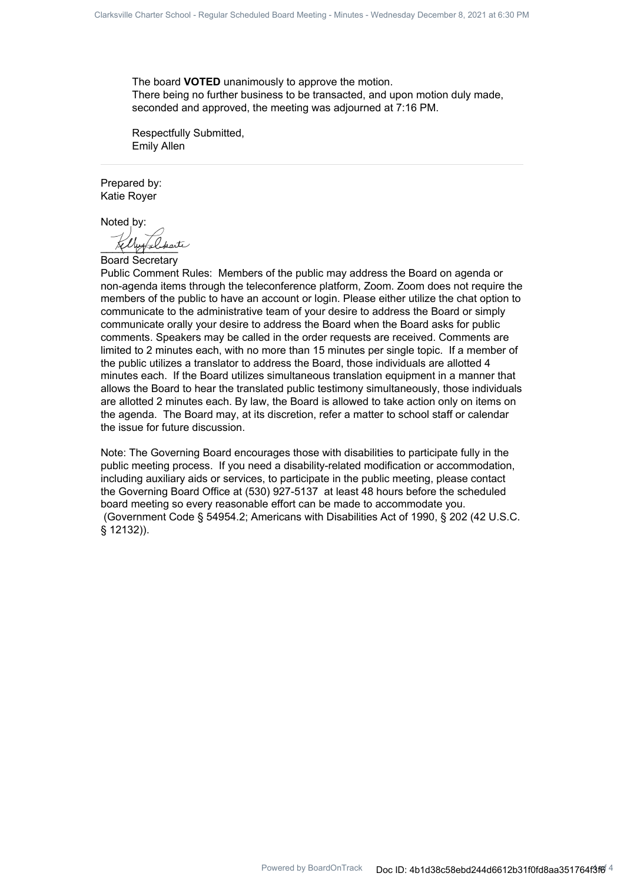The board **VOTED** unanimously to approve the motion.
There being no further business to be transacted, and upon motion duly made, seconded and approved, the meeting was adjourned at 7:16 PM.

Respectfully Submitted,
Emily Allen

---

Prepared by:
Katie Royer

Noted by:

Board Secretary

Public Comment Rules: Members of the public may address the Board on agenda or non-agenda items through the teleconference platform, Zoom. Zoom does not require the members of the public to have an account or login. Please either utilize the chat option to communicate to the administrative team of your desire to address the Board or simply communicate orally your desire to address the Board when the Board asks for public comments. Speakers may be called in the order requests are received. Comments are limited to 2 minutes each, with no more than 15 minutes per single topic. If a member of the public utilizes a translator to address the Board, those individuals are allotted 4 minutes each. If the Board utilizes simultaneous translation equipment in a manner that allows the Board to hear the translated public testimony simultaneously, those individuals are allotted 2 minutes each. By law, the Board is allowed to take action only on items on the agenda. The Board may, at its discretion, refer a matter to school staff or calendar the issue for future discussion.

Note: The Governing Board encourages those with disabilities to participate fully in the public meeting process. If you need a disability-related modification or accommodation, including auxiliary aids or services, to participate in the public meeting, please contact the Governing Board Office at (530) 927-5137 at least 48 hours before the scheduled board meeting so every reasonable effort can be made to accommodate you.
(Government Code § 54954.2; Americans with Disabilities Act of 1990, § 202 (42 U.S.C. § 12132)).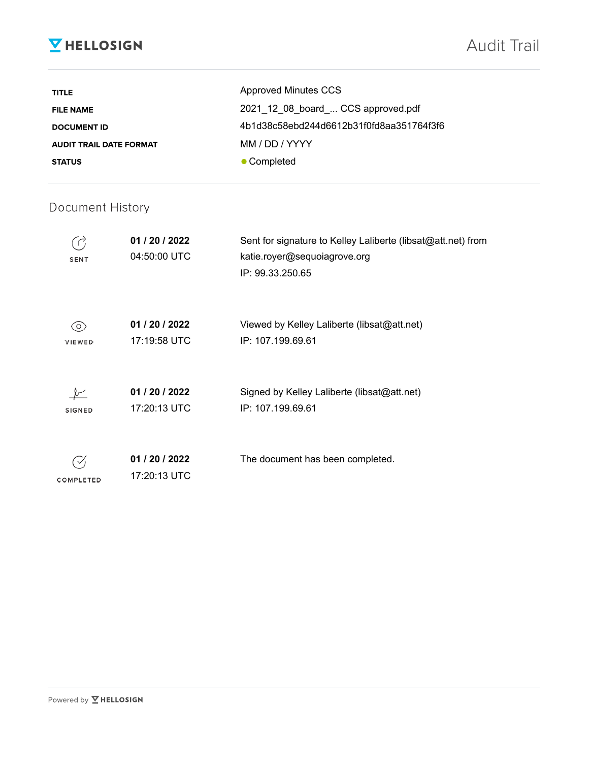HELLOSIGN

# Audit Trail

| | |
|---|---|
| **TITLE** | Approved Minutes CCS |
| **FILE NAME** | 2021_12_08_board_... CCS approved.pdf |
| **DOCUMENT ID** | 4b1d38c58ebd244d6612b31f0fd8aa351764f3f6 |
| **AUDIT TRAIL DATE FORMAT** | MM / DD / YYYY |
| **STATUS** | ● Completed |

## Document History

| | | |
|---|---|---|
| SENT | **01 / 20 / 2022** 04:50:00 UTC | Sent for signature to Kelley Laliberte (libsat@att.net) from katie.royer@sequoiagrove.org IP: 99.33.250.65 |
| VIEWED | **01 / 20 / 2022** 17:19:58 UTC | Viewed by Kelley Laliberte (libsat@att.net) IP: 107.199.69.61 |
| SIGNED | **01 / 20 / 2022** 17:20:13 UTC | Signed by Kelley Laliberte (libsat@att.net) IP: 107.199.69.61 |
| COMPLETED | **01 / 20 / 2022** 17:20:13 UTC | The document has been completed. |

Powered by HELLOSIGN